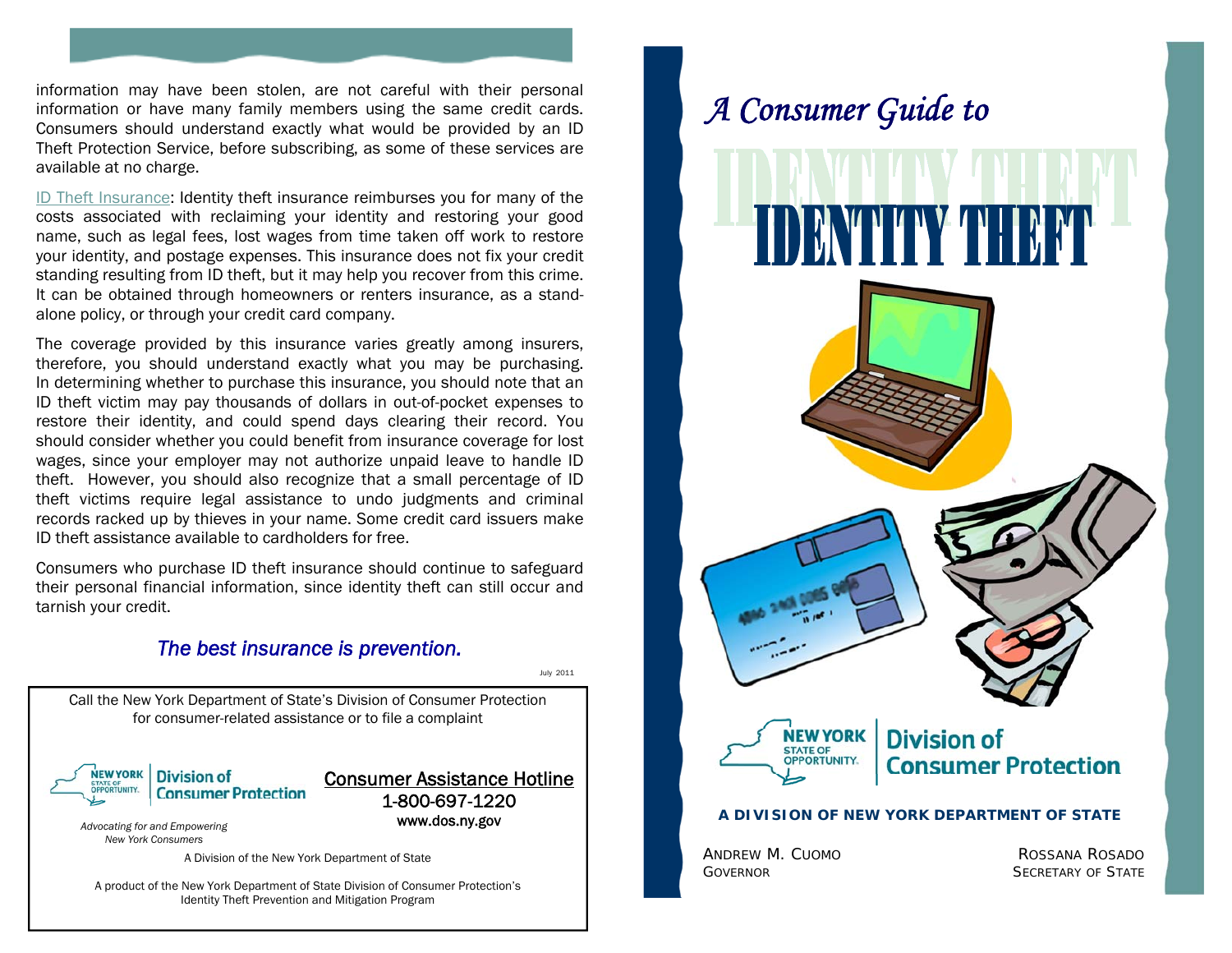information may have been stolen, are not careful with their personal information or have many family members using the same credit cards. Consumers should understand exactly what would be provided by an ID Theft Protection Service, before subscribing, as some of these services are available at no charge.

ID Theft Insurance: Identity theft insurance reimburses you for many of the costs associated with reclaiming your identity and restoring your good name, such as legal fees, lost wages from time taken off work to restore your identity, and postage expenses. This insurance does not fix your credit standing resulting from ID theft, but it may help you recover from this crime. It can be obtained through homeowners or renters insurance, as a stand-alone policy, or through your credit card company.

The coverage provided by this insurance varies greatly among insurers, therefore, you should understand exactly what you may be purchasing. In determining whether to purchase this insurance, you should note that an ID theft victim may pay thousands of dollars in out-of-pocket expenses to restore their identity, and could spend days clearing their record. You should consider whether you could benefit from insurance coverage for lost wages, since your employer may not authorize unpaid leave to handle ID theft. However, you should also recognize that a small percentage of ID theft victims require legal assistance to undo judgments and criminal records racked up by thieves in your name. Some credit card issuers make ID theft assistance available to cardholders for free.

Consumers who purchase ID theft insurance should continue to safeguard their personal financial information, since identity theft can still occur and tarnish your credit.

*The best insurance is prevention.*

July 2011

Call the New York Department of State's Division of Consumer Protection for consumer-related assistance or to file a complaint

NEW YORK STATE OF OPPORTUNITY. | Division of Consumer Protection

*Advocating for and Empowering New York Consumers*

Consumer Assistance Hotline
1-800-697-1220
www.dos.ny.gov

A Division of the New York Department of State

A product of the New York Department of State Division of Consumer Protection's Identity Theft Prevention and Mitigation Program

*A Consumer Guide to*

# IDENTITY THEFT

NEW YORK STATE OF OPPORTUNITY. | Division of Consumer Protection

**A DIVISION OF NEW YORK DEPARTMENT OF STATE**

ANDREW M. CUOMO
GOVERNOR

ROSSANA ROSADO
SECRETARY OF STATE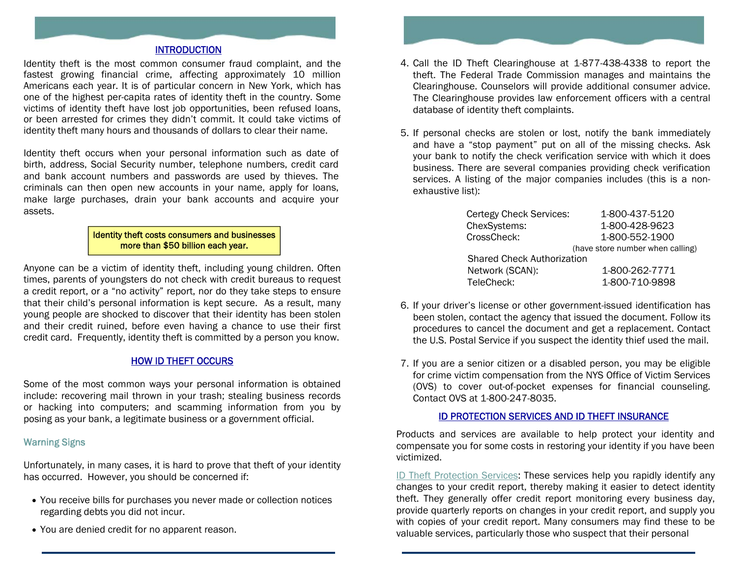## INTRODUCTION

Identity theft is the most common consumer fraud complaint, and the fastest growing financial crime, affecting approximately 10 million Americans each year. It is of particular concern in New York, which has one of the highest per-capita rates of identity theft in the country. Some victims of identity theft have lost job opportunities, been refused loans, or been arrested for crimes they didn't commit. It could take victims of identity theft many hours and thousands of dollars to clear their name.

Identity theft occurs when your personal information such as date of birth, address, Social Security number, telephone numbers, credit card and bank account numbers and passwords are used by thieves. The criminals can then open new accounts in your name, apply for loans, make large purchases, drain your bank accounts and acquire your assets.

> Identity theft costs consumers and businesses more than $50 billion each year.

Anyone can be a victim of identity theft, including young children. Often times, parents of youngsters do not check with credit bureaus to request a credit report, or a "no activity" report, nor do they take steps to ensure that their child's personal information is kept secure. As a result, many young people are shocked to discover that their identity has been stolen and their credit ruined, before even having a chance to use their first credit card. Frequently, identity theft is committed by a person you know.

## HOW ID THEFT OCCURS

Some of the most common ways your personal information is obtained include: recovering mail thrown in your trash; stealing business records or hacking into computers; and scamming information from you by posing as your bank, a legitimate business or a government official.

### Warning Signs

Unfortunately, in many cases, it is hard to prove that theft of your identity has occurred. However, you should be concerned if:

- You receive bills for purchases you never made or collection notices regarding debts you did not incur.
- You are denied credit for no apparent reason.

4. Call the ID Theft Clearinghouse at 1-877-438-4338 to report the theft. The Federal Trade Commission manages and maintains the Clearinghouse. Counselors will provide additional consumer advice. The Clearinghouse provides law enforcement officers with a central database of identity theft complaints.

5. If personal checks are stolen or lost, notify the bank immediately and have a "stop payment" put on all of the missing checks. Ask your bank to notify the check verification service with which it does business. There are several companies providing check verification services. A listing of the major companies includes (this is a non-exhaustive list):

| | |
|---|---|
| Certegy Check Services: | 1-800-437-5120 |
| ChexSystems: | 1-800-428-9623 |
| CrossCheck: | 1-800-552-1900 (have store number when calling) |
| Shared Check Authorization Network (SCAN): | 1-800-262-7771 |
| TeleCheck: | 1-800-710-9898 |

6. If your driver's license or other government-issued identification has been stolen, contact the agency that issued the document. Follow its procedures to cancel the document and get a replacement. Contact the U.S. Postal Service if you suspect the identity thief used the mail.

7. If you are a senior citizen or a disabled person, you may be eligible for crime victim compensation from the NYS Office of Victim Services (OVS) to cover out-of-pocket expenses for financial counseling. Contact OVS at 1-800-247-8035.

## ID PROTECTION SERVICES AND ID THEFT INSURANCE

Products and services are available to help protect your identity and compensate you for some costs in restoring your identity if you have been victimized.

ID Theft Protection Services: These services help you rapidly identify any changes to your credit report, thereby making it easier to detect identity theft. They generally offer credit report monitoring every business day, provide quarterly reports on changes in your credit report, and supply you with copies of your credit report. Many consumers may find these to be valuable services, particularly those who suspect that their personal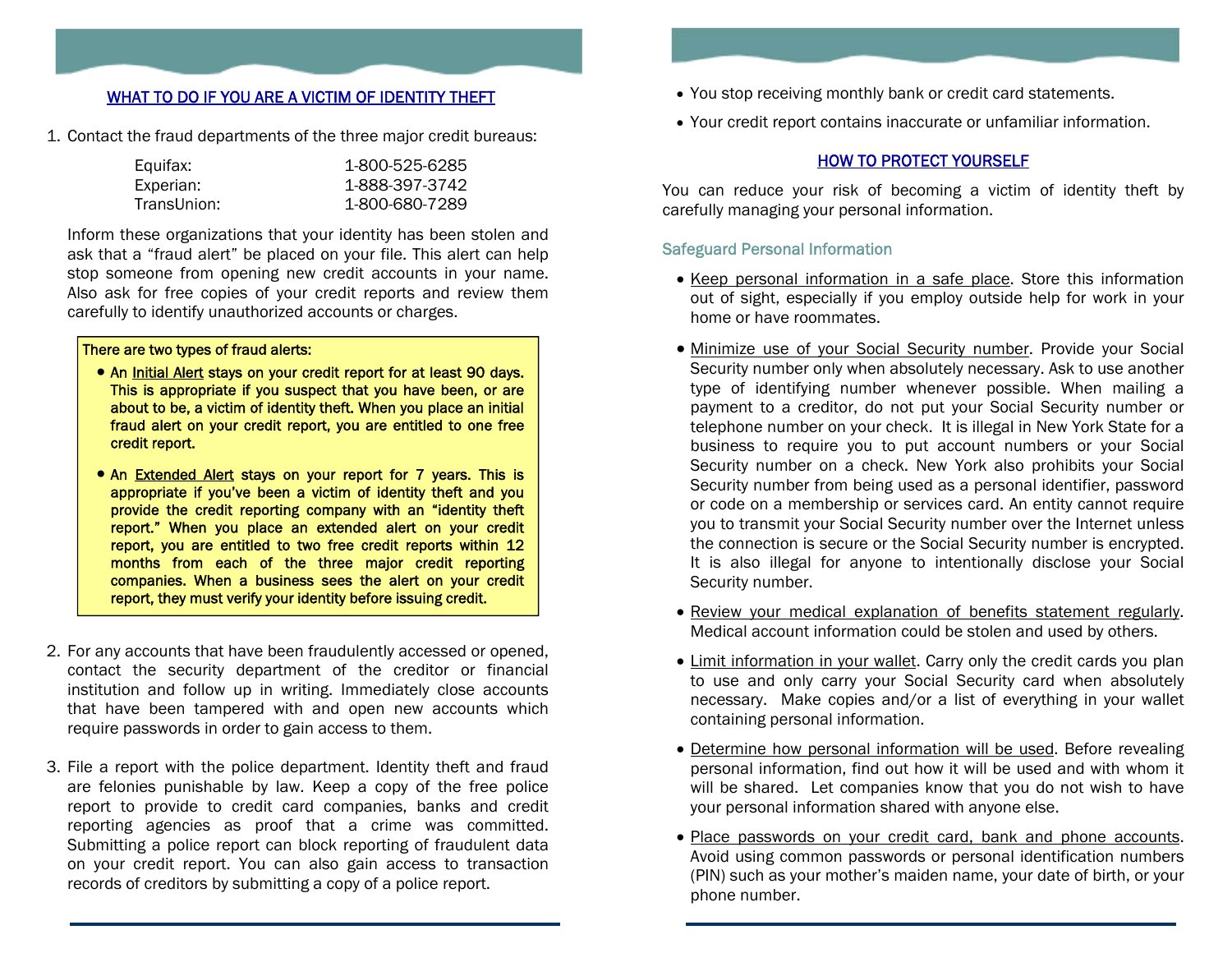## WHAT TO DO IF YOU ARE A VICTIM OF IDENTITY THEFT

1. Contact the fraud departments of the three major credit bureaus:

| | |
|---|---|
| Equifax: | 1-800-525-6285 |
| Experian: | 1-888-397-3742 |
| TransUnion: | 1-800-680-7289 |

   Inform these organizations that your identity has been stolen and ask that a "fraud alert" be placed on your file. This alert can help stop someone from opening new credit accounts in your name. Also ask for free copies of your credit reports and review them carefully to identify unauthorized accounts or charges.

   > There are two types of fraud alerts:
   >
   > - An Initial Alert stays on your credit report for at least 90 days. This is appropriate if you suspect that you have been, or are about to be, a victim of identity theft. When you place an initial fraud alert on your credit report, you are entitled to one free credit report.
   > - An Extended Alert stays on your report for 7 years. This is appropriate if you've been a victim of identity theft and you provide the credit reporting company with an "identity theft report." When you place an extended alert on your credit report, you are entitled to two free credit reports within 12 months from each of the three major credit reporting companies. When a business sees the alert on your credit report, they must verify your identity before issuing credit.

2. For any accounts that have been fraudulently accessed or opened, contact the security department of the creditor or financial institution and follow up in writing. Immediately close accounts that have been tampered with and open new accounts which require passwords in order to gain access to them.

3. File a report with the police department. Identity theft and fraud are felonies punishable by law. Keep a copy of the free police report to provide to credit card companies, banks and credit reporting agencies as proof that a crime was committed. Submitting a police report can block reporting of fraudulent data on your credit report. You can also gain access to transaction records of creditors by submitting a copy of a police report.

- You stop receiving monthly bank or credit card statements.
- Your credit report contains inaccurate or unfamiliar information.

## HOW TO PROTECT YOURSELF

You can reduce your risk of becoming a victim of identity theft by carefully managing your personal information.

### Safeguard Personal Information

- Keep personal information in a safe place. Store this information out of sight, especially if you employ outside help for work in your home or have roommates.
- Minimize use of your Social Security number. Provide your Social Security number only when absolutely necessary. Ask to use another type of identifying number whenever possible. When mailing a payment to a creditor, do not put your Social Security number or telephone number on your check. It is illegal in New York State for a business to require you to put account numbers or your Social Security number on a check. New York also prohibits your Social Security number from being used as a personal identifier, password or code on a membership or services card. An entity cannot require you to transmit your Social Security number over the Internet unless the connection is secure or the Social Security number is encrypted. It is also illegal for anyone to intentionally disclose your Social Security number.
- Review your medical explanation of benefits statement regularly. Medical account information could be stolen and used by others.
- Limit information in your wallet. Carry only the credit cards you plan to use and only carry your Social Security card when absolutely necessary. Make copies and/or a list of everything in your wallet containing personal information.
- Determine how personal information will be used. Before revealing personal information, find out how it will be used and with whom it will be shared. Let companies know that you do not wish to have your personal information shared with anyone else.
- Place passwords on your credit card, bank and phone accounts. Avoid using common passwords or personal identification numbers (PIN) such as your mother's maiden name, your date of birth, or your phone number.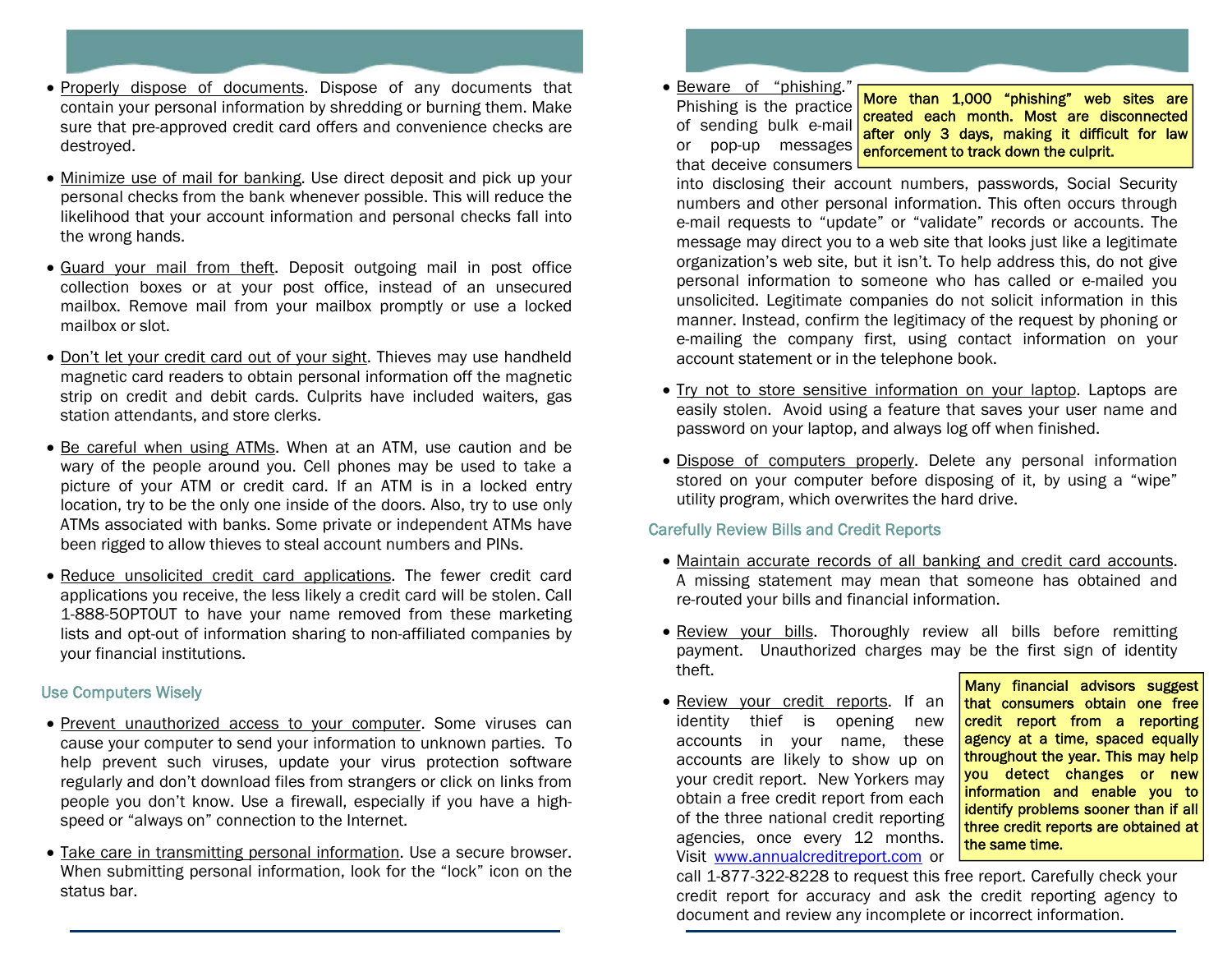- Properly dispose of documents. Dispose of any documents that contain your personal information by shredding or burning them. Make sure that pre-approved credit card offers and convenience checks are destroyed.

- Minimize use of mail for banking. Use direct deposit and pick up your personal checks from the bank whenever possible. This will reduce the likelihood that your account information and personal checks fall into the wrong hands.

- Guard your mail from theft. Deposit outgoing mail in post office collection boxes or at your post office, instead of an unsecured mailbox. Remove mail from your mailbox promptly or use a locked mailbox or slot.

- Don't let your credit card out of your sight. Thieves may use handheld magnetic card readers to obtain personal information off the magnetic strip on credit and debit cards. Culprits have included waiters, gas station attendants, and store clerks.

- Be careful when using ATMs. When at an ATM, use caution and be wary of the people around you. Cell phones may be used to take a picture of your ATM or credit card. If an ATM is in a locked entry location, try to be the only one inside of the doors. Also, try to use only ATMs associated with banks. Some private or independent ATMs have been rigged to allow thieves to steal account numbers and PINs.

- Reduce unsolicited credit card applications. The fewer credit card applications you receive, the less likely a credit card will be stolen. Call 1-888-5OPTOUT to have your name removed from these marketing lists and opt-out of information sharing to non-affiliated companies by your financial institutions.

### Use Computers Wisely

- Prevent unauthorized access to your computer. Some viruses can cause your computer to send your information to unknown parties. To help prevent such viruses, update your virus protection software regularly and don't download files from strangers or click on links from people you don't know. Use a firewall, especially if you have a high-speed or "always on" connection to the Internet.

- Take care in transmitting personal information. Use a secure browser. When submitting personal information, look for the "lock" icon on the status bar.

- Beware of "phishing." Phishing is the practice of sending bulk e-mail or pop-up messages that deceive consumers into disclosing their account numbers, passwords, Social Security numbers and other personal information. This often occurs through e-mail requests to "update" or "validate" records or accounts. The message may direct you to a web site that looks just like a legitimate organization's web site, but it isn't. To help address this, do not give personal information to someone who has called or e-mailed you unsolicited. Legitimate companies do not solicit information in this manner. Instead, confirm the legitimacy of the request by phoning or e-mailing the company first, using contact information on your account statement or in the telephone book.

**More than 1,000 "phishing" web sites are created each month. Most are disconnected after only 3 days, making it difficult for law enforcement to track down the culprit.**

- Try not to store sensitive information on your laptop. Laptops are easily stolen. Avoid using a feature that saves your user name and password on your laptop, and always log off when finished.

- Dispose of computers properly. Delete any personal information stored on your computer before disposing of it, by using a "wipe" utility program, which overwrites the hard drive.

### Carefully Review Bills and Credit Reports

- Maintain accurate records of all banking and credit card accounts. A missing statement may mean that someone has obtained and re-routed your bills and financial information.

- Review your bills. Thoroughly review all bills before remitting payment. Unauthorized charges may be the first sign of identity theft.

- Review your credit reports. If an identity thief is opening new accounts in your name, these accounts are likely to show up on your credit report. New Yorkers may obtain a free credit report from each of the three national credit reporting agencies, once every 12 months. Visit www.annualcreditreport.com or call 1-877-322-8228 to request this free report. Carefully check your credit report for accuracy and ask the credit reporting agency to document and review any incomplete or incorrect information.

**Many financial advisors suggest that consumers obtain one free credit report from a reporting agency at a time, spaced equally throughout the year. This may help you detect changes or new information and enable you to identify problems sooner than if all three credit reports are obtained at the same time.**